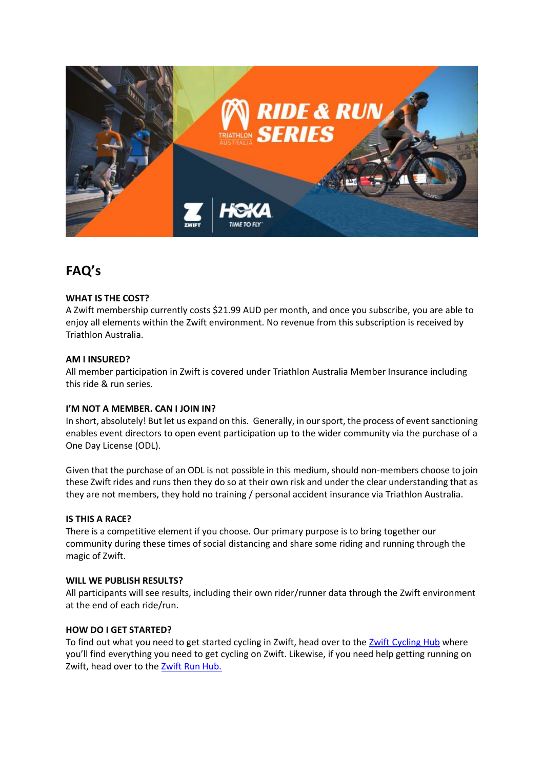# FAQ's

**WHAT IS THE COST?**
A Zwift membership currently costs $21.99 AUD per month, and once you subscribe, you are able to enjoy all elements within the Zwift environment. No revenue from this subscription is received by Triathlon Australia.

**AM I INSURED?**
All member participation in Zwift is covered under Triathlon Australia Member Insurance including this ride & run series.

**I'M NOT A MEMBER. CAN I JOIN IN?**
In short, absolutely! But let us expand on this. Generally, in our sport, the process of event sanctioning enables event directors to open event participation up to the wider community via the purchase of a One Day License (ODL).

Given that the purchase of an ODL is not possible in this medium, should non-members choose to join these Zwift rides and runs then they do so at their own risk and under the clear understanding that as they are not members, they hold no training / personal accident insurance via Triathlon Australia.

**IS THIS A RACE?**
There is a competitive element if you choose. Our primary purpose is to bring together our community during these times of social distancing and share some riding and running through the magic of Zwift.

**WILL WE PUBLISH RESULTS?**
All participants will see results, including their own rider/runner data through the Zwift environment at the end of each ride/run.

**HOW DO I GET STARTED?**
To find out what you need to get started cycling in Zwift, head over to the Zwift Cycling Hub where you'll find everything you need to get cycling on Zwift. Likewise, if you need help getting running on Zwift, head over to the Zwift Run Hub.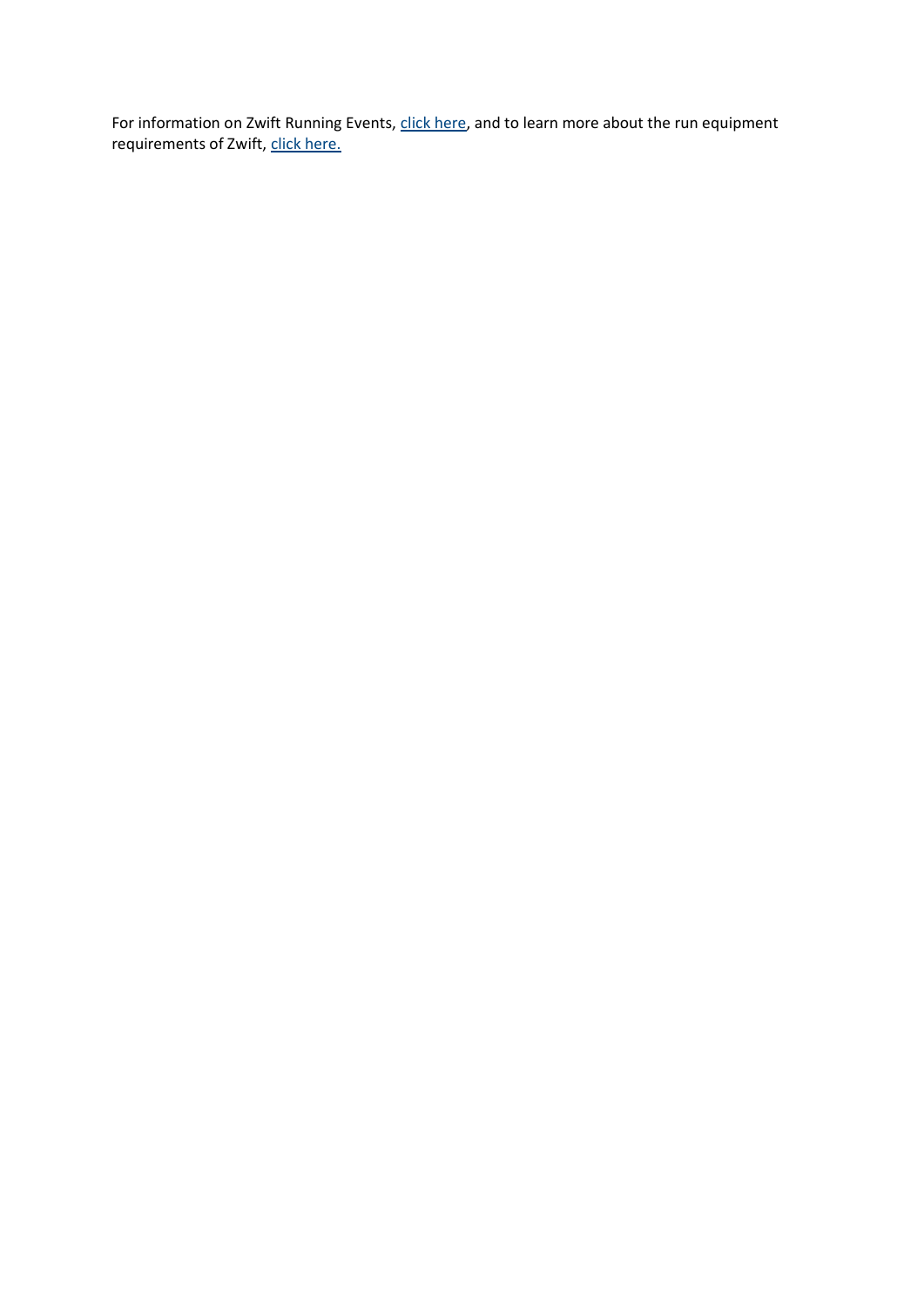For information on Zwift Running Events, click here, and to learn more about the run equipment requirements of Zwift, click here.